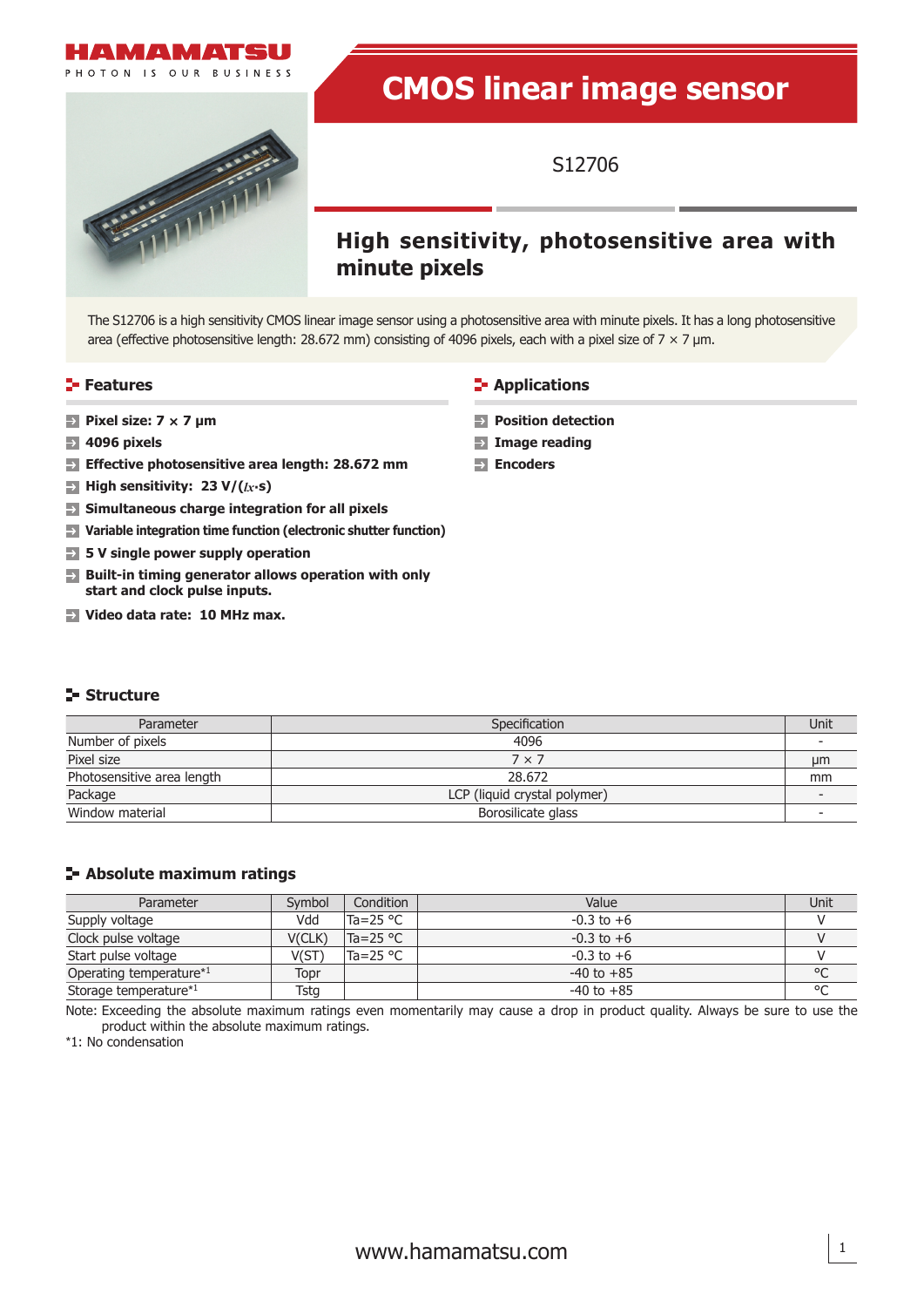# CMOS linear image sensor

S12706

## High sensitivity, photosensitive area with minute pixels

The S12706 is a high sensitivity CMOS linear image sensor using a photosensitive area with minute pixels. It has a long photosensitive area (effective photosensitive length: 28.672 mm) consisting of 4096 pixels, each with a pixel size of 7 × 7 μm.

### Features

- **Pixel size: 7 × 7 μm**
- **4096 pixels**
- **Effective photosensitive area length: 28.672 mm**
- **High sensitivity: 23 V/(*lx*·s)**
- **Simultaneous charge integration for all pixels**
- **Variable integration time function (electronic shutter function)**
- **5 V single power supply operation**
- **Built-in timing generator allows operation with only start and clock pulse inputs.**
- **Video data rate: 10 MHz max.**

### Applications

- **Position detection**
- **Image reading**
- **Encoders**

### Structure

| Parameter | Specification | Unit |
|---|---|---|
| Number of pixels | 4096 | - |
| Pixel size | 7 × 7 | μm |
| Photosensitive area length | 28.672 | mm |
| Package | LCP (liquid crystal polymer) | - |
| Window material | Borosilicate glass | - |

### Absolute maximum ratings

| Parameter | Symbol | Condition | Value | Unit |
|---|---|---|---|---|
| Supply voltage | Vdd | Ta=25 °C | -0.3 to +6 | V |
| Clock pulse voltage | V(CLK) | Ta=25 °C | -0.3 to +6 | V |
| Start pulse voltage | V(ST) | Ta=25 °C | -0.3 to +6 | V |
| Operating temperature*1 | Topr | | -40 to +85 | °C |
| Storage temperature*1 | Tstg | | -40 to +85 | °C |

Note: Exceeding the absolute maximum ratings even momentarily may cause a drop in product quality. Always be sure to use the product within the absolute maximum ratings.

*1: No condensation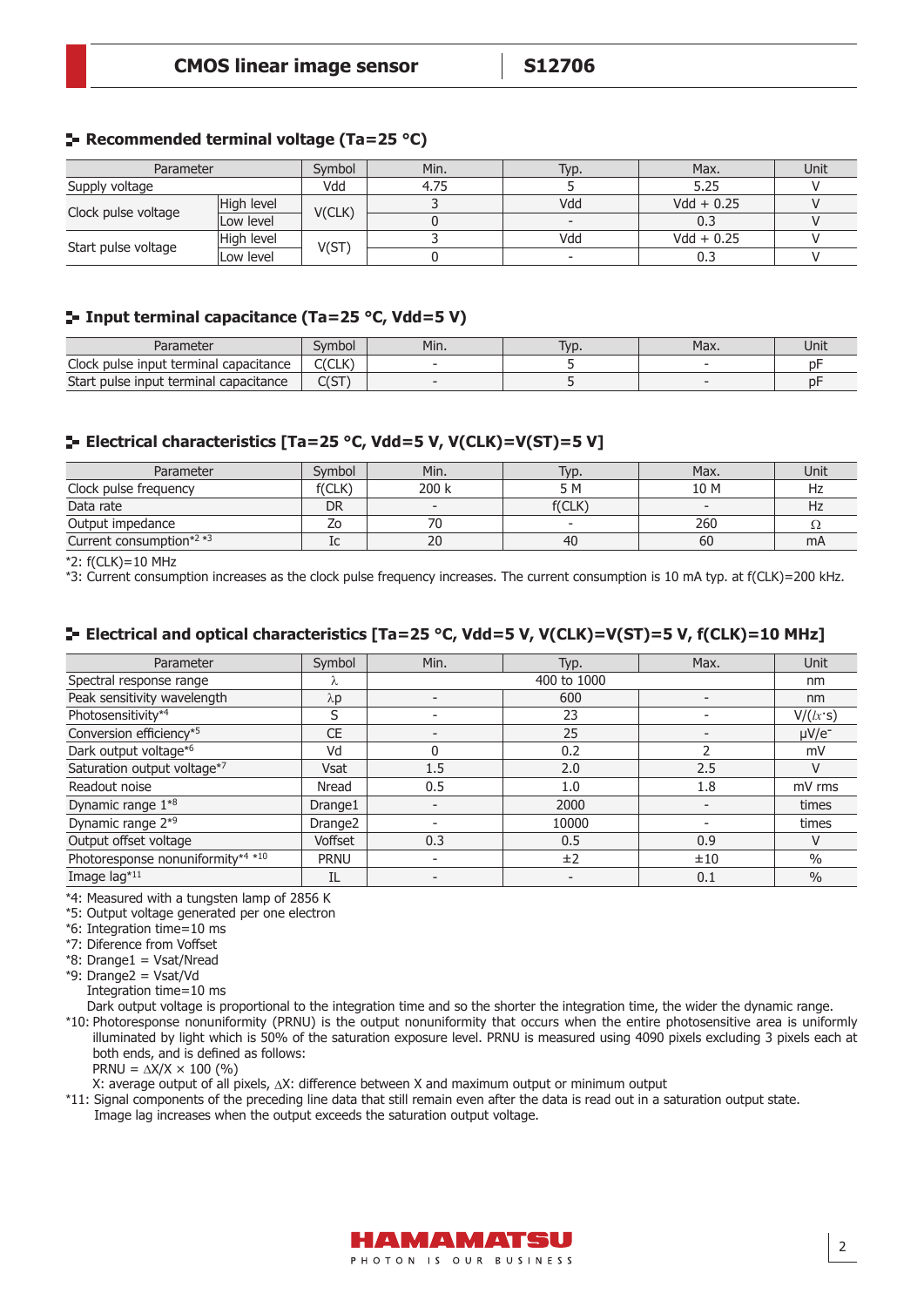## Recommended terminal voltage (Ta=25 °C)

| Parameter | | Symbol | Min. | Typ. | Max. | Unit |
|---|---|---|---|---|---|---|
| Supply voltage | | Vdd | 4.75 | 5 | 5.25 | V |
| Clock pulse voltage | High level | V(CLK) | 3 | Vdd | Vdd + 0.25 | V |
| | Low level | | 0 | - | 0.3 | V |
| Start pulse voltage | High level | V(ST) | 3 | Vdd | Vdd + 0.25 | V |
| | Low level | | 0 | - | 0.3 | V |

## Input terminal capacitance (Ta=25 °C, Vdd=5 V)

| Parameter | Symbol | Min. | Typ. | Max. | Unit |
|---|---|---|---|---|---|
| Clock pulse input terminal capacitance | C(CLK) | - | 5 | - | pF |
| Start pulse input terminal capacitance | C(ST) | - | 5 | - | pF |

## Electrical characteristics [Ta=25 °C, Vdd=5 V, V(CLK)=V(ST)=5 V]

| Parameter | Symbol | Min. | Typ. | Max. | Unit |
|---|---|---|---|---|---|
| Clock pulse frequency | f(CLK) | 200 k | 5 M | 10 M | Hz |
| Data rate | DR | - | f(CLK) | - | Hz |
| Output impedance | Zo | 70 | - | 260 | Ω |
| Current consumption*2 *3 | Ic | 20 | 40 | 60 | mA |

*2: f(CLK)=10 MHz
*3: Current consumption increases as the clock pulse frequency increases. The current consumption is 10 mA typ. at f(CLK)=200 kHz.

## Electrical and optical characteristics [Ta=25 °C, Vdd=5 V, V(CLK)=V(ST)=5 V, f(CLK)=10 MHz]

| Parameter | Symbol | Min. | Typ. | Max. | Unit |
|---|---|---|---|---|---|
| Spectral response range | λ | | 400 to 1000 | | nm |
| Peak sensitivity wavelength | λp | - | 600 | - | nm |
| Photosensitivity*4 | S | - | 23 | - | V/(lx·s) |
| Conversion efficiency*5 | CE | - | 25 | - | μV/e⁻ |
| Dark output voltage*6 | Vd | 0 | 0.2 | 2 | mV |
| Saturation output voltage*7 | Vsat | 1.5 | 2.0 | 2.5 | V |
| Readout noise | Nread | 0.5 | 1.0 | 1.8 | mV rms |
| Dynamic range 1*8 | Drange1 | - | 2000 | - | times |
| Dynamic range 2*9 | Drange2 | - | 10000 | - | times |
| Output offset voltage | Voffset | 0.3 | 0.5 | 0.9 | V |
| Photoresponse nonuniformity*4 *10 | PRNU | - | ±2 | ±10 | % |
| Image lag*11 | IL | - | - | 0.1 | % |

*4: Measured with a tungsten lamp of 2856 K
*5: Output voltage generated per one electron
*6: Integration time=10 ms
*7: Diference from Voffset
*8: Drange1 = Vsat/Nread
*9: Drange2 = Vsat/Vd
Integration time=10 ms
Dark output voltage is proportional to the integration time and so the shorter the integration time, the wider the dynamic range.
*10: Photoresponse nonuniformity (PRNU) is the output nonuniformity that occurs when the entire photosensitive area is uniformly illuminated by light which is 50% of the saturation exposure level. PRNU is measured using 4090 pixels excluding 3 pixels each at both ends, and is defined as follows:
PRNU = $\Delta X/X \times 100$ (%)
X: average output of all pixels, ΔX: difference between X and maximum output or minimum output
*11: Signal components of the preceding line data that still remain even after the data is read out in a saturation output state. Image lag increases when the output exceeds the saturation output voltage.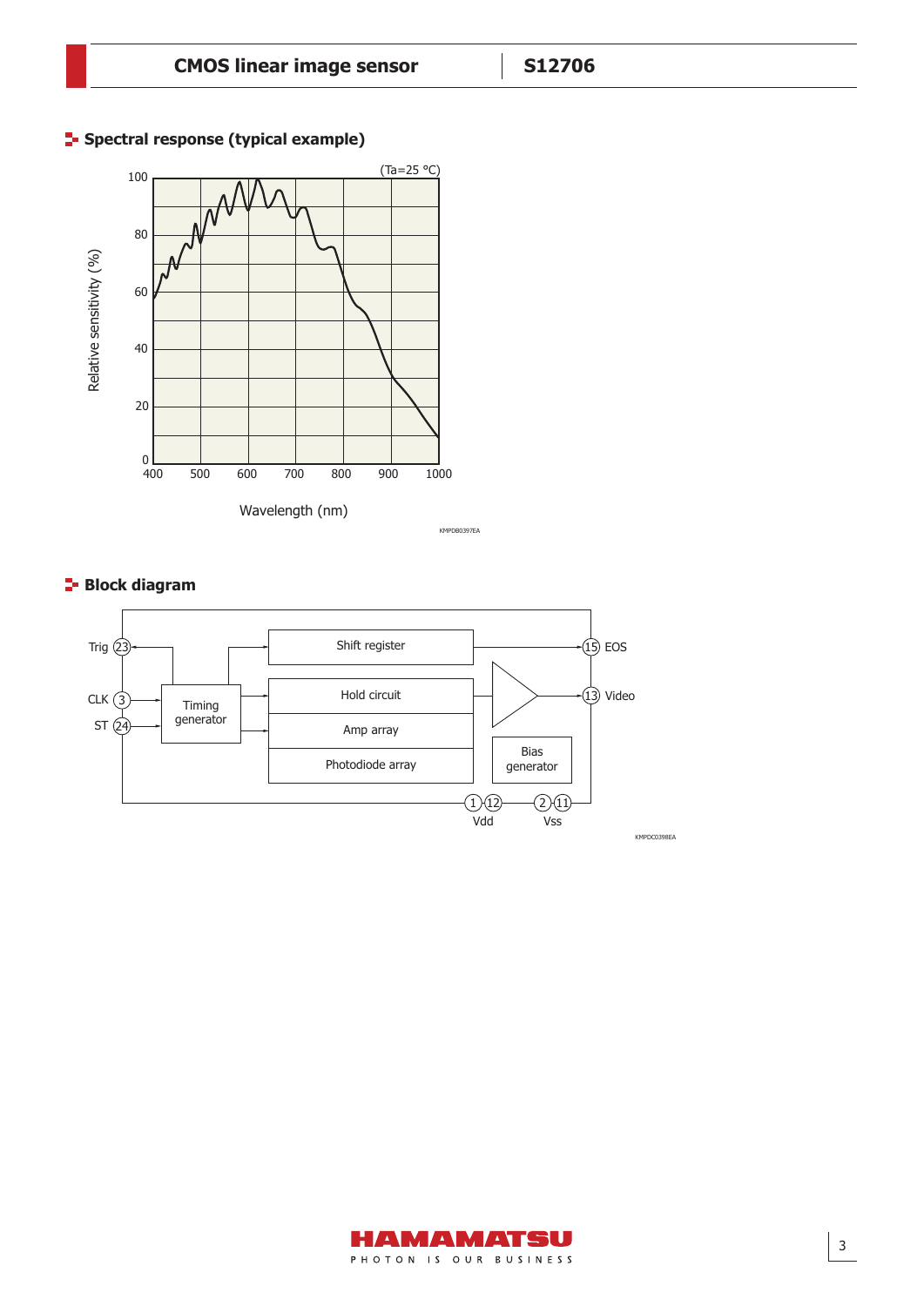## Spectral response (typical example)

(Ta=25 °C)

Relative sensitivity (%)

Wavelength (nm)

KMPDB0397EA

## Block diagram

Trig (23), CLK (3), ST (24), Timing generator, Shift register, Hold circuit, Amp array, Photodiode array, Bias generator, (15) EOS, (13) Video, (1)(12) Vdd, (2)(11) Vss

KMPDC0398EA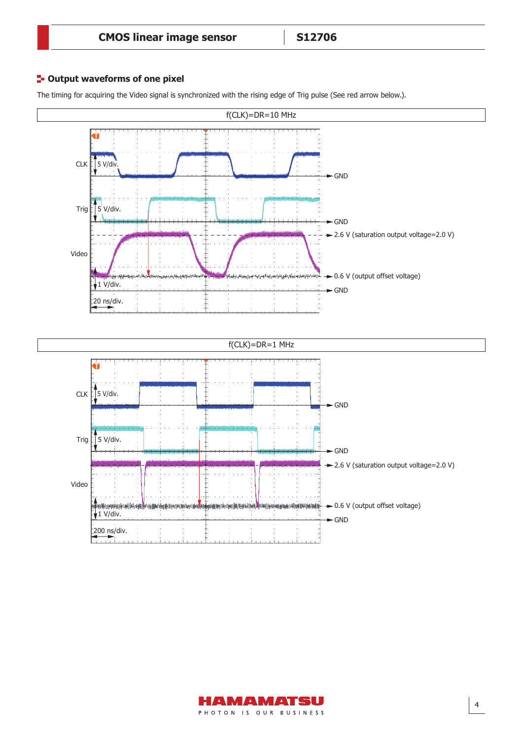## Output waveforms of one pixel

The timing for acquiring the Video signal is synchronized with the rising edge of Trig pulse (See red arrow below.).

f(CLK)=DR=10 MHz

CLK 5 V/div. — GND

Trig 5 V/div. — GND

Video — 2.6 V (saturation output voltage=2.0 V)

0.6 V (output offset voltage)

1 V/div. — GND

20 ns/div.

f(CLK)=DR=1 MHz

CLK 5 V/div. — GND

Trig 5 V/div. — GND

Video — 2.6 V (saturation output voltage=2.0 V)

0.6 V (output offset voltage)

1 V/div. — GND

200 ns/div.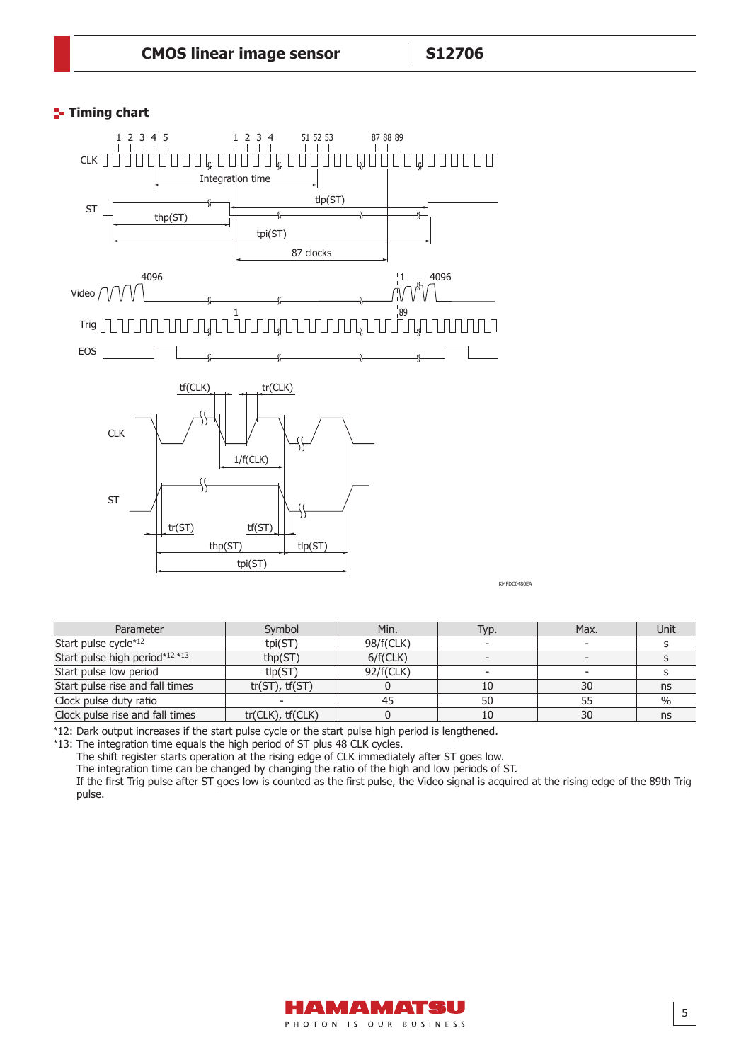## Timing chart

| Parameter | Symbol | Min. | Typ. | Max. | Unit |
|---|---|---|---|---|---|
| Start pulse cycle*12 | tpi(ST) | 98/f(CLK) | - | - | s |
| Start pulse high period*12 *13 | thp(ST) | 6/f(CLK) | - | - | s |
| Start pulse low period | tlp(ST) | 92/f(CLK) | - | - | s |
| Start pulse rise and fall times | tr(ST), tf(ST) | 0 | 10 | 30 | ns |
| Clock pulse duty ratio | - | 45 | 50 | 55 | % |
| Clock pulse rise and fall times | tr(CLK), tf(CLK) | 0 | 10 | 30 | ns |

*12: Dark output increases if the start pulse cycle or the start pulse high period is lengthened.

*13: The integration time equals the high period of ST plus 48 CLK cycles.

The shift register starts operation at the rising edge of CLK immediately after ST goes low.

The integration time can be changed by changing the ratio of the high and low periods of ST.

If the first Trig pulse after ST goes low is counted as the first pulse, the Video signal is acquired at the rising edge of the 89th Trig pulse.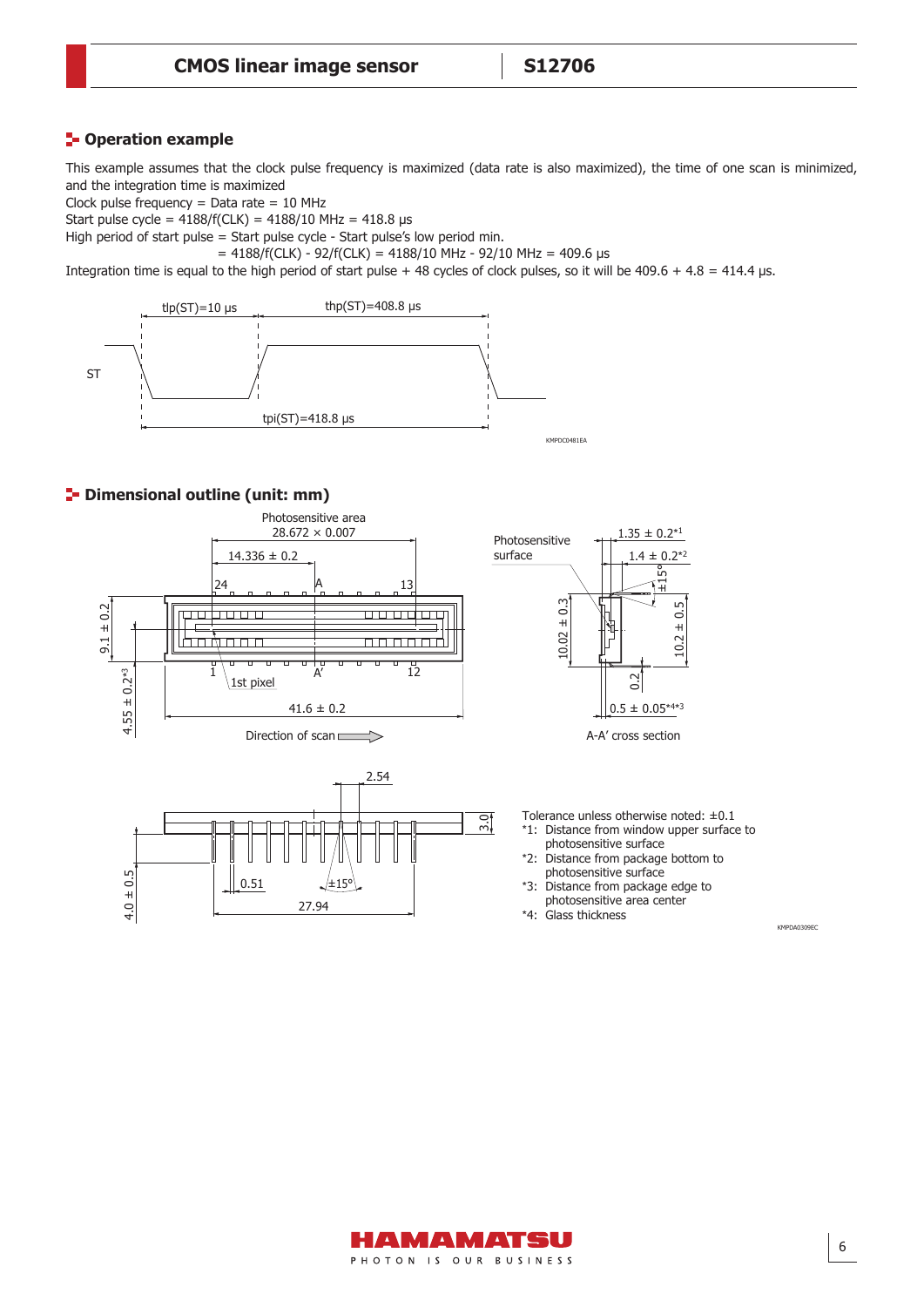## Operation example

This example assumes that the clock pulse frequency is maximized (data rate is also maximized), the time of one scan is minimized, and the integration time is maximized

Clock pulse frequency = Data rate = 10 MHz

Start pulse cycle = 4188/f(CLK) = 4188/10 MHz = 418.8 µs

High period of start pulse = Start pulse cycle - Start pulse's low period min.

= 4188/f(CLK) - 92/f(CLK) = 4188/10 MHz - 92/10 MHz = 409.6 µs

Integration time is equal to the high period of start pulse + 48 cycles of clock pulses, so it will be 409.6 + 4.8 = 414.4 µs.

tlp(ST)=10 µs
thp(ST)=408.8 µs
ST
tpi(ST)=418.8 µs

KMPDC0481EA

## Dimensional outline (unit: mm)

Photosensitive area 28.672 × 0.007

14.336 ± 0.2

24 A 13

9.1 ± 0.2

4.55 ± 0.2*3

1 A' 12

1st pixel

41.6 ± 0.2

Direction of scan

Photosensitive surface

1.35 ± 0.2*1

1.4 ± 0.2*2

±15°

10.02 ± 0.3

10.2 ± 0.5

0.2

0.5 ± 0.05*4*3

A-A' cross section

2.54

3.0

4.0 ± 0.5

0.51

±15°

27.94

Tolerance unless otherwise noted: ±0.1

*1: Distance from window upper surface to photosensitive surface

*2: Distance from package bottom to photosensitive surface

*3: Distance from package edge to photosensitive area center

*4: Glass thickness

KMPDA0309EC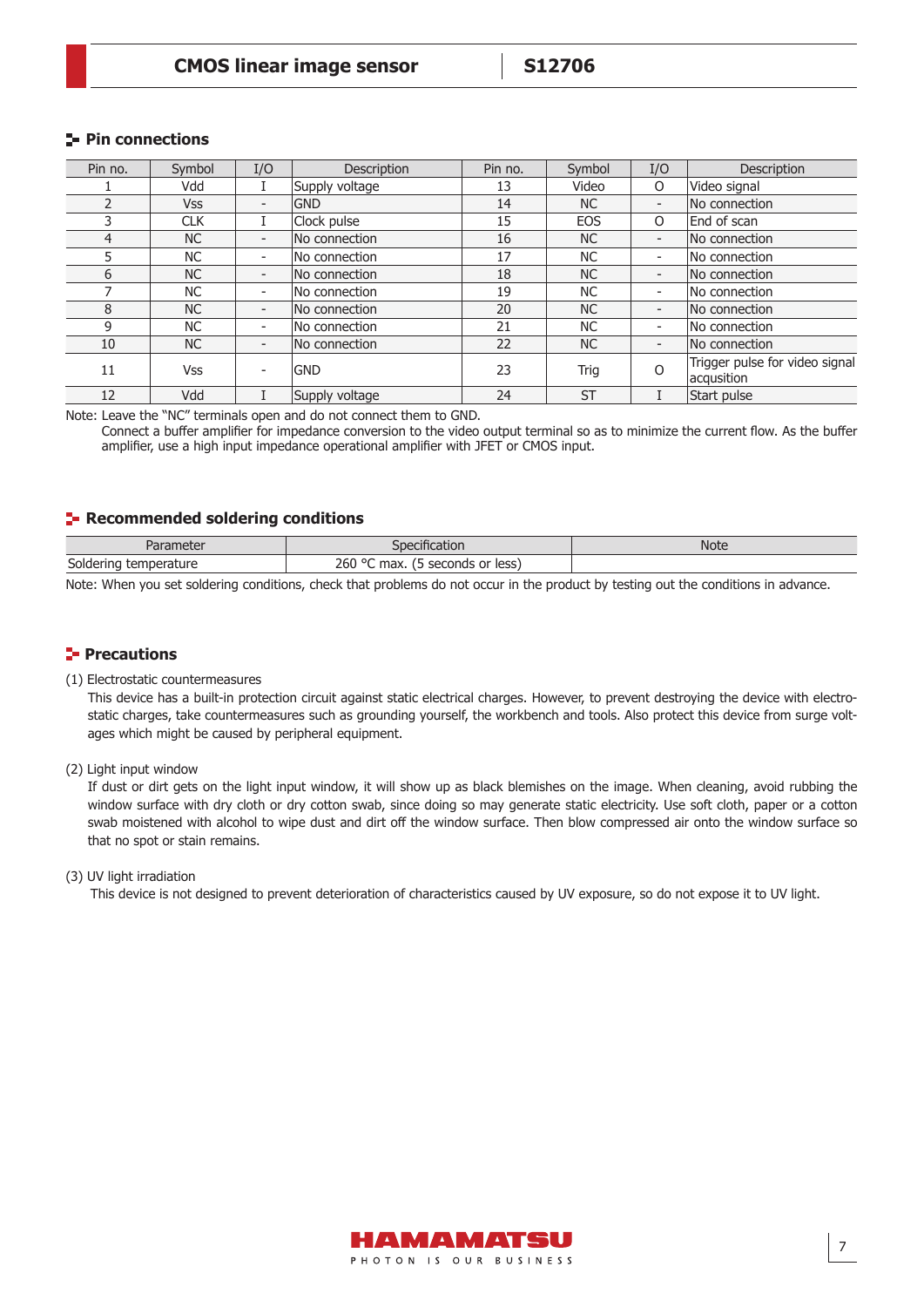## Pin connections

| Pin no. | Symbol | I/O | Description | Pin no. | Symbol | I/O | Description |
|---|---|---|---|---|---|---|---|
| 1 | Vdd | I | Supply voltage | 13 | Video | O | Video signal |
| 2 | Vss | - | GND | 14 | NC | - | No connection |
| 3 | CLK | I | Clock pulse | 15 | EOS | O | End of scan |
| 4 | NC | - | No connection | 16 | NC | - | No connection |
| 5 | NC | - | No connection | 17 | NC | - | No connection |
| 6 | NC | - | No connection | 18 | NC | - | No connection |
| 7 | NC | - | No connection | 19 | NC | - | No connection |
| 8 | NC | - | No connection | 20 | NC | - | No connection |
| 9 | NC | - | No connection | 21 | NC | - | No connection |
| 10 | NC | - | No connection | 22 | NC | - | No connection |
| 11 | Vss | - | GND | 23 | Trig | O | Trigger pulse for video signal acqusition |
| 12 | Vdd | I | Supply voltage | 24 | ST | I | Start pulse |

Note: Leave the "NC" terminals open and do not connect them to GND.
Connect a buffer amplifier for impedance conversion to the video output terminal so as to minimize the current flow. As the buffer amplifier, use a high input impedance operational amplifier with JFET or CMOS input.

## Recommended soldering conditions

| Parameter | Specification | Note |
|---|---|---|
| Soldering temperature | 260 °C max. (5 seconds or less) | |

Note: When you set soldering conditions, check that problems do not occur in the product by testing out the conditions in advance.

## Precautions

(1) Electrostatic countermeasures

This device has a built-in protection circuit against static electrical charges. However, to prevent destroying the device with electrostatic charges, take countermeasures such as grounding yourself, the workbench and tools. Also protect this device from surge voltages which might be caused by peripheral equipment.

(2) Light input window

If dust or dirt gets on the light input window, it will show up as black blemishes on the image. When cleaning, avoid rubbing the window surface with dry cloth or dry cotton swab, since doing so may generate static electricity. Use soft cloth, paper or a cotton swab moistened with alcohol to wipe dust and dirt off the window surface. Then blow compressed air onto the window surface so that no spot or stain remains.

(3) UV light irradiation

This device is not designed to prevent deterioration of characteristics caused by UV exposure, so do not expose it to UV light.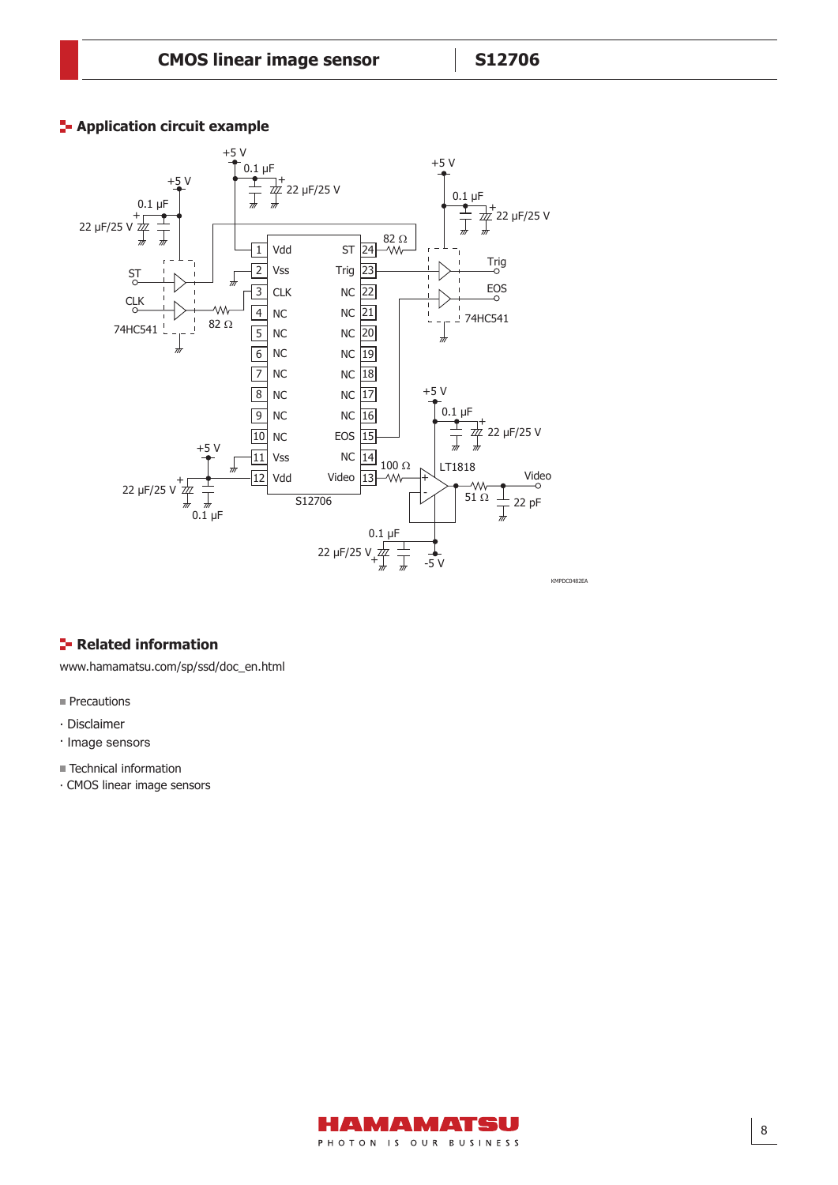## Application circuit example

+5 V

0.1 μF

22 μF/25 V

+5 V

0.1 μF

22 μF/25 V

+5 V

0.1 μF

22 μF/25 V

ST

CLK

74HC541

82 Ω

| Pin | Name | Name | Pin |
|---|---|---|---|
| 1 | Vdd | ST | 24 |
| 2 | Vss | Trig | 23 |
| 3 | CLK | NC | 22 |
| 4 | NC | NC | 21 |
| 5 | NC | NC | 20 |
| 6 | NC | NC | 19 |
| 7 | NC | NC | 18 |
| 8 | NC | NC | 17 |
| 9 | NC | NC | 16 |
| 10 | NC | EOS | 15 |
| 11 | Vss | NC | 14 |
| 12 | Vdd | Video | 13 |

S12706

82 Ω

Trig

EOS

74HC541

+5 V

0.1 μF

22 μF/25 V

100 Ω

LT1818

51 Ω

Video

22 pF

+5 V

22 μF/25 V

0.1 μF

0.1 μF

22 μF/25 V

-5 V

KMPDC0482EA

## Related information

www.hamamatsu.com/sp/ssd/doc_en.html

- Precautions
  - · Disclaimer
  - · Image sensors
- Technical information
  - · CMOS linear image sensors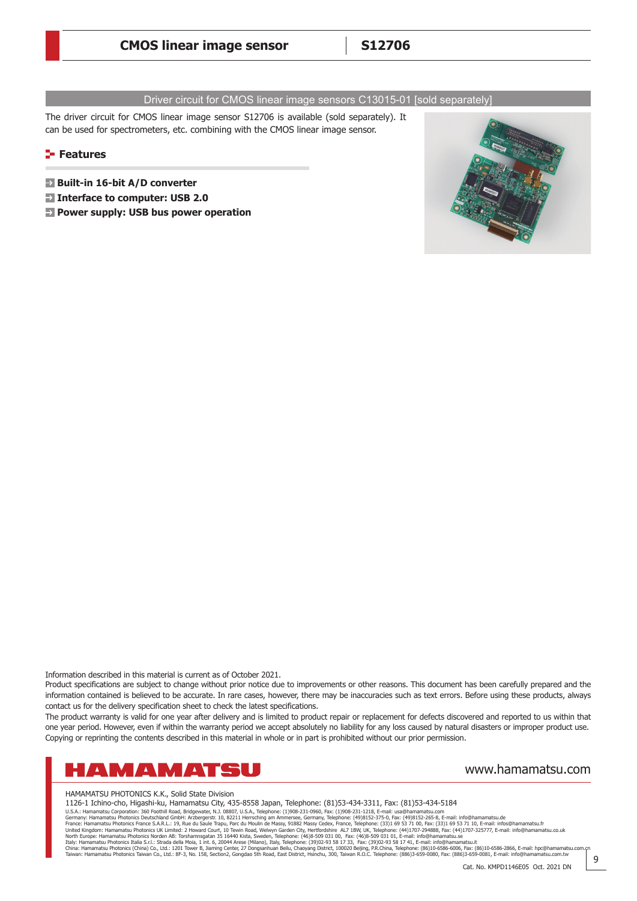## Driver circuit for CMOS linear image sensors C13015-01 [sold separately]

The driver circuit for CMOS linear image sensor S12706 is available (sold separately). It can be used for spectrometers, etc. combining with the CMOS linear image sensor.

### Features

- **Built-in 16-bit A/D converter**
- **Interface to computer: USB 2.0**
- **Power supply: USB bus power operation**

Information described in this material is current as of October 2021.

Product specifications are subject to change without prior notice due to improvements or other reasons. This document has been carefully prepared and the information contained is believed to be accurate. In rare cases, however, there may be inaccuracies such as text errors. Before using these products, always contact us for the delivery specification sheet to check the latest specifications.

The product warranty is valid for one year after delivery and is limited to product repair or replacement for defects discovered and reported to us within that one year period. However, even if within the warranty period we accept absolutely no liability for any loss caused by natural disasters or improper product use. Copying or reprinting the contents described in this material in whole or in part is prohibited without our prior permission.

**HAMAMATSU**

www.hamamatsu.com

HAMAMATSU PHOTONICS K.K., Solid State Division

1126-1 Ichino-cho, Higashi-ku, Hamamatsu City, 435-8558 Japan, Telephone: (81)53-434-3311, Fax: (81)53-434-5184

U.S.A.: Hamamatsu Corporation: 360 Foothill Road, Bridgewater, N.J. 08807, U.S.A., Telephone: (1)908-231-0960, Fax: (1)908-231-1218, E-mail: usa@hamamatsu.com
Germany: Hamamatsu Photonics Deutschland GmbH: Arzbergerstr. 10, 82211 Herrsching am Ammersee, Germany, Telephone: (49)8152-375-0, Fax: (49)8152-265-8, E-mail: info@hamamatsu.de
France: Hamamatsu Photonics France S.A.R.L.: 19, Rue du Saule Trapu, Parc du Moulin de Massy, 91882 Massy Cedex, France, Telephone: (33)1 69 53 71 00, Fax: (33)1 69 53 71 10, E-mail: infos@hamamatsu.fr
United Kingdom: Hamamatsu Photonics UK Limited: 2 Howard Court, 10 Tewin Road, Welwyn Garden City, Hertfordshire AL7 1BW, UK, Telephone: (44)1707-294888, Fax: (44)1707-325777, E-mail: info@hamamatsu.co.uk
North Europe: Hamamatsu Photonics Norden AB: Torshamnsgatan 35 16440 Kista, Sweden, Telephone: (46)8-509 031 00, Fax: (46)8-509 031 01, E-mail: info@hamamatsu.se
Italy: Hamamatsu Photonics Italia S.r.l.: Strada della Moia, 1 int. 6, 20044 Arese (Milano), Italy, Telephone: (39)02-93 58 17 33, Fax: (39)02-93 58 17 41, E-mail: info@hamamatsu.it
China: Hamamatsu Photonics (China) Co., Ltd.: 1201 Tower B, Jiaming Center, 27 Dongsanhuan Beilu, Chaoyang District, 100020 Beijing, P.R.China, Telephone: (86)10-6586-6006, Fax: (86)10-6586-2866, E-mail: hpc@hamamatsu.com.cn
Taiwan: Hamamatsu Photonics Taiwan Co., Ltd.: 8F-3, No. 158, Section2, Gongdao 5th Road, East District, Hsinchu, 300, Taiwan R.O.C. Telephone: (886)3-659-0080, Fax: (886)3-659-0081, E-mail: info@hamamatsu.com.tw

Cat. No. KMPD1146E05 Oct. 2021 DN